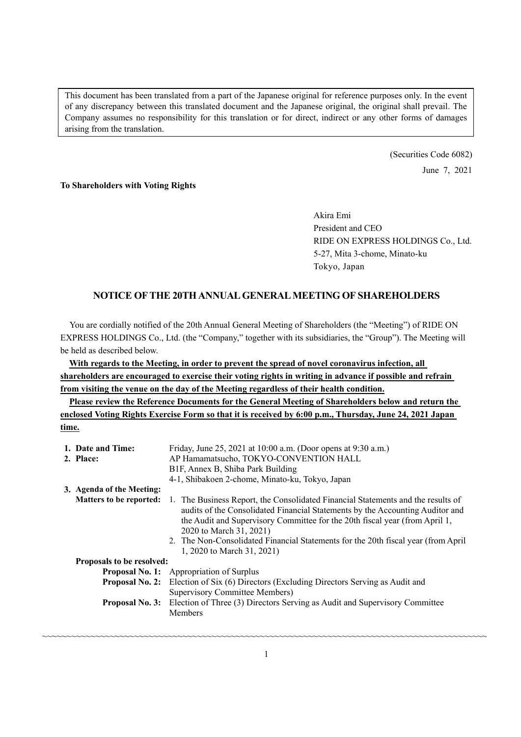This document has been translated from a part of the Japanese original for reference purposes only. In the event of any discrepancy between this translated document and the Japanese original, the original shall prevail. The Company assumes no responsibility for this translation or for direct, indirect or any other forms of damages arising from the translation.

(Securities Code 6082)

June 7, 2021

**To Shareholders with Voting Rights**

Akira Emi
President and CEO
RIDE ON EXPRESS HOLDINGS Co., Ltd.
5-27, Mita 3-chome, Minato-ku
Tokyo, Japan

# NOTICE OF THE 20TH ANNUAL GENERAL MEETING OF SHAREHOLDERS

You are cordially notified of the 20th Annual General Meeting of Shareholders (the "Meeting") of RIDE ON EXPRESS HOLDINGS Co., Ltd. (the "Company," together with its subsidiaries, the "Group"). The Meeting will be held as described below.

**With regards to the Meeting, in order to prevent the spread of novel coronavirus infection, all shareholders are encouraged to exercise their voting rights in writing in advance if possible and refrain from visiting the venue on the day of the Meeting regardless of their health condition.**

**Please review the Reference Documents for the General Meeting of Shareholders below and return the enclosed Voting Rights Exercise Form so that it is received by 6:00 p.m., Thursday, June 24, 2021 Japan time.**

**1. Date and Time:** Friday, June 25, 2021 at 10:00 a.m. (Door opens at 9:30 a.m.)

**2. Place:** AP Hamamatsucho, TOKYO-CONVENTION HALL
B1F, Annex B, Shiba Park Building
4-1, Shibakoen 2-chome, Minato-ku, Tokyo, Japan

**3. Agenda of the Meeting:**

**Matters to be reported:**

1. The Business Report, the Consolidated Financial Statements and the results of audits of the Consolidated Financial Statements by the Accounting Auditor and the Audit and Supervisory Committee for the 20th fiscal year (from April 1, 2020 to March 31, 2021)
2. The Non-Consolidated Financial Statements for the 20th fiscal year (from April 1, 2020 to March 31, 2021)

**Proposals to be resolved:**

**Proposal No. 1:** Appropriation of Surplus

**Proposal No. 2:** Election of Six (6) Directors (Excluding Directors Serving as Audit and Supervisory Committee Members)

**Proposal No. 3:** Election of Three (3) Directors Serving as Audit and Supervisory Committee Members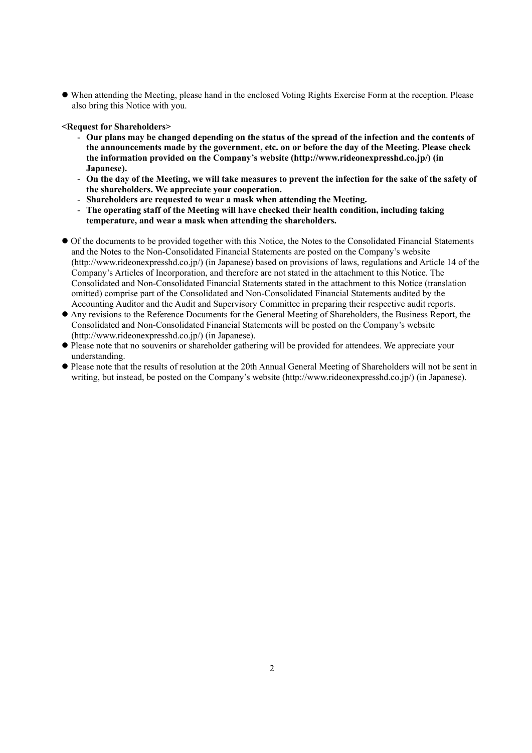- When attending the Meeting, please hand in the enclosed Voting Rights Exercise Form at the reception. Please also bring this Notice with you.

**<Request for Shareholders>**

- **Our plans may be changed depending on the status of the spread of the infection and the contents of the announcements made by the government, etc. on or before the day of the Meeting. Please check the information provided on the Company's website (http://www.rideonexpresshd.co.jp/) (in Japanese).**
- **On the day of the Meeting, we will take measures to prevent the infection for the sake of the safety of the shareholders. We appreciate your cooperation.**
- **Shareholders are requested to wear a mask when attending the Meeting.**
- **The operating staff of the Meeting will have checked their health condition, including taking temperature, and wear a mask when attending the shareholders.**

- Of the documents to be provided together with this Notice, the Notes to the Consolidated Financial Statements and the Notes to the Non-Consolidated Financial Statements are posted on the Company's website (http://www.rideonexpresshd.co.jp/) (in Japanese) based on provisions of laws, regulations and Article 14 of the Company's Articles of Incorporation, and therefore are not stated in the attachment to this Notice. The Consolidated and Non-Consolidated Financial Statements stated in the attachment to this Notice (translation omitted) comprise part of the Consolidated and Non-Consolidated Financial Statements audited by the Accounting Auditor and the Audit and Supervisory Committee in preparing their respective audit reports.
- Any revisions to the Reference Documents for the General Meeting of Shareholders, the Business Report, the Consolidated and Non-Consolidated Financial Statements will be posted on the Company's website (http://www.rideonexpresshd.co.jp/) (in Japanese).
- Please note that no souvenirs or shareholder gathering will be provided for attendees. We appreciate your understanding.
- Please note that the results of resolution at the 20th Annual General Meeting of Shareholders will not be sent in writing, but instead, be posted on the Company's website (http://www.rideonexpresshd.co.jp/) (in Japanese).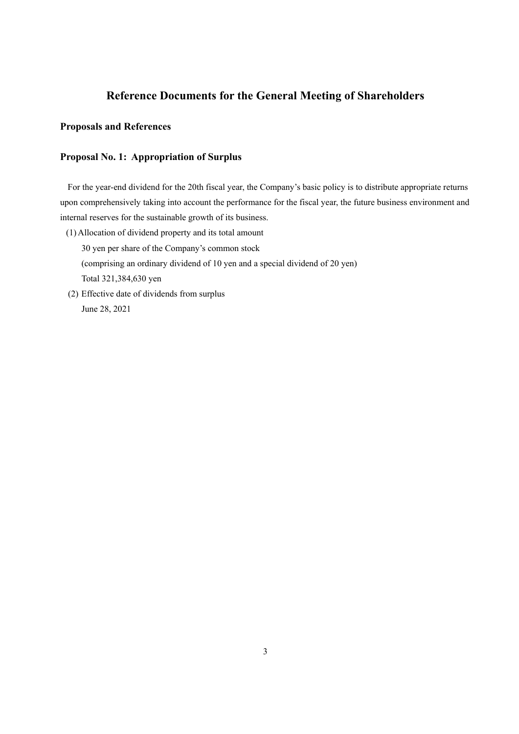# Reference Documents for the General Meeting of Shareholders

## Proposals and References

### Proposal No. 1: Appropriation of Surplus

For the year-end dividend for the 20th fiscal year, the Company's basic policy is to distribute appropriate returns upon comprehensively taking into account the performance for the fiscal year, the future business environment and internal reserves for the sustainable growth of its business.

(1) Allocation of dividend property and its total amount

30 yen per share of the Company's common stock

(comprising an ordinary dividend of 10 yen and a special dividend of 20 yen)

Total 321,384,630 yen

(2) Effective date of dividends from surplus

June 28, 2021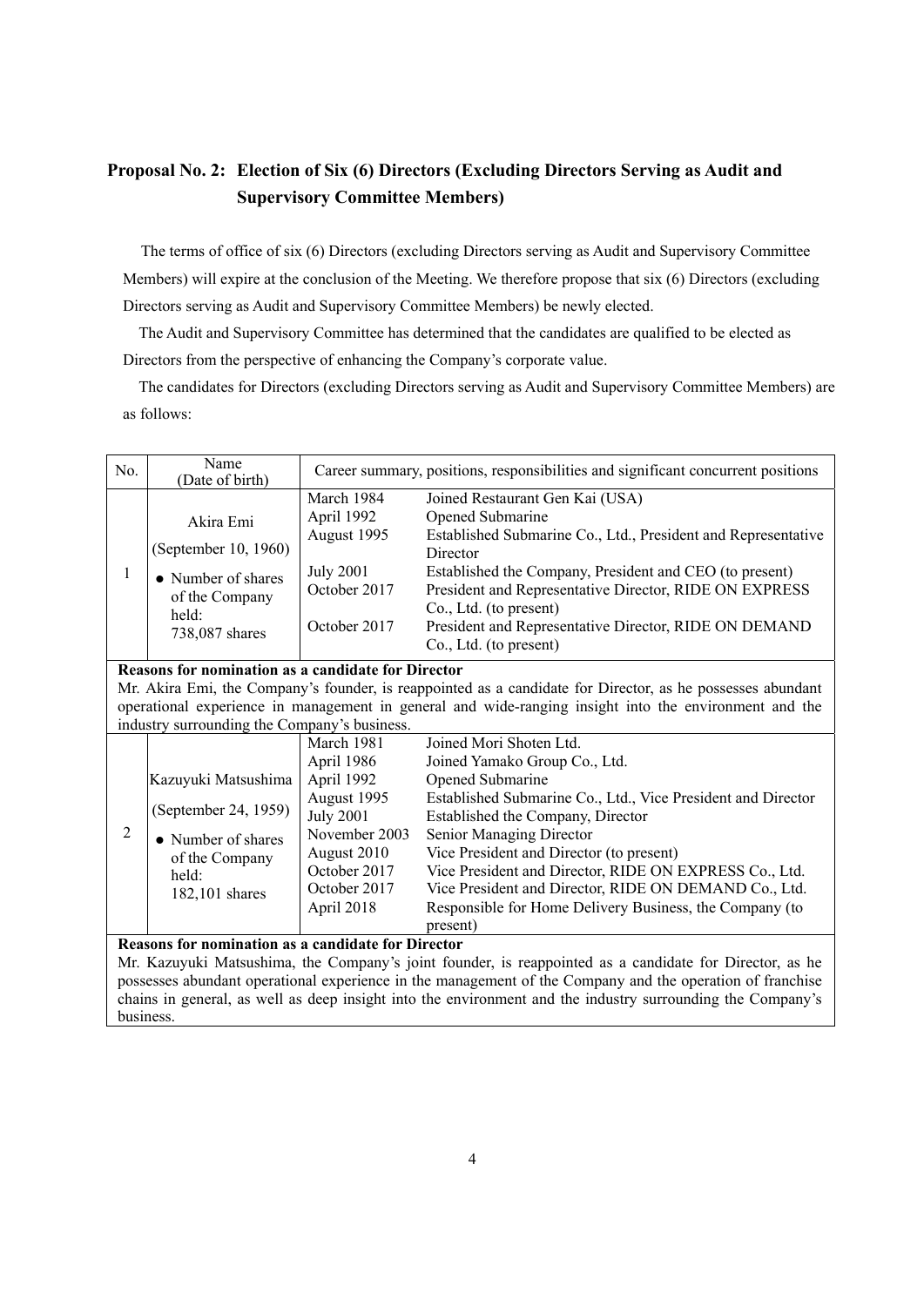## Proposal No. 2: Election of Six (6) Directors (Excluding Directors Serving as Audit and Supervisory Committee Members)

The terms of office of six (6) Directors (excluding Directors serving as Audit and Supervisory Committee Members) will expire at the conclusion of the Meeting. We therefore propose that six (6) Directors (excluding Directors serving as Audit and Supervisory Committee Members) be newly elected.

The Audit and Supervisory Committee has determined that the candidates are qualified to be elected as Directors from the perspective of enhancing the Company's corporate value.

The candidates for Directors (excluding Directors serving as Audit and Supervisory Committee Members) are as follows:

| No. | Name (Date of birth) | Career summary, positions, responsibilities and significant concurrent positions | |
|---|---|---|---|
| 1 | Akira Emi<br>(September 10, 1960)<br>● Number of shares of the Company held: 738,087 shares | March 1984 | Joined Restaurant Gen Kai (USA) |
| | | April 1992 | Opened Submarine |
| | | August 1995 | Established Submarine Co., Ltd., President and Representative Director |
| | | July 2001 | Established the Company, President and CEO (to present) |
| | | October 2017 | President and Representative Director, RIDE ON EXPRESS Co., Ltd. (to present) |
| | | October 2017 | President and Representative Director, RIDE ON DEMAND Co., Ltd. (to present) |
| **Reasons for nomination as a candidate for Director**<br>Mr. Akira Emi, the Company's founder, is reappointed as a candidate for Director, as he possesses abundant operational experience in management in general and wide-ranging insight into the environment and the industry surrounding the Company's business. | | | |
| 2 | Kazuyuki Matsushima<br>(September 24, 1959)<br>● Number of shares of the Company held: 182,101 shares | March 1981 | Joined Mori Shoten Ltd. |
| | | April 1986 | Joined Yamako Group Co., Ltd. |
| | | April 1992 | Opened Submarine |
| | | August 1995 | Established Submarine Co., Ltd., Vice President and Director |
| | | July 2001 | Established the Company, Director |
| | | November 2003 | Senior Managing Director |
| | | August 2010 | Vice President and Director (to present) |
| | | October 2017 | Vice President and Director, RIDE ON EXPRESS Co., Ltd. |
| | | October 2017 | Vice President and Director, RIDE ON DEMAND Co., Ltd. |
| | | April 2018 | Responsible for Home Delivery Business, the Company (to present) |
| **Reasons for nomination as a candidate for Director**<br>Mr. Kazuyuki Matsushima, the Company's joint founder, is reappointed as a candidate for Director, as he possesses abundant operational experience in the management of the Company and the operation of franchise chains in general, as well as deep insight into the environment and the industry surrounding the Company's business. | | | |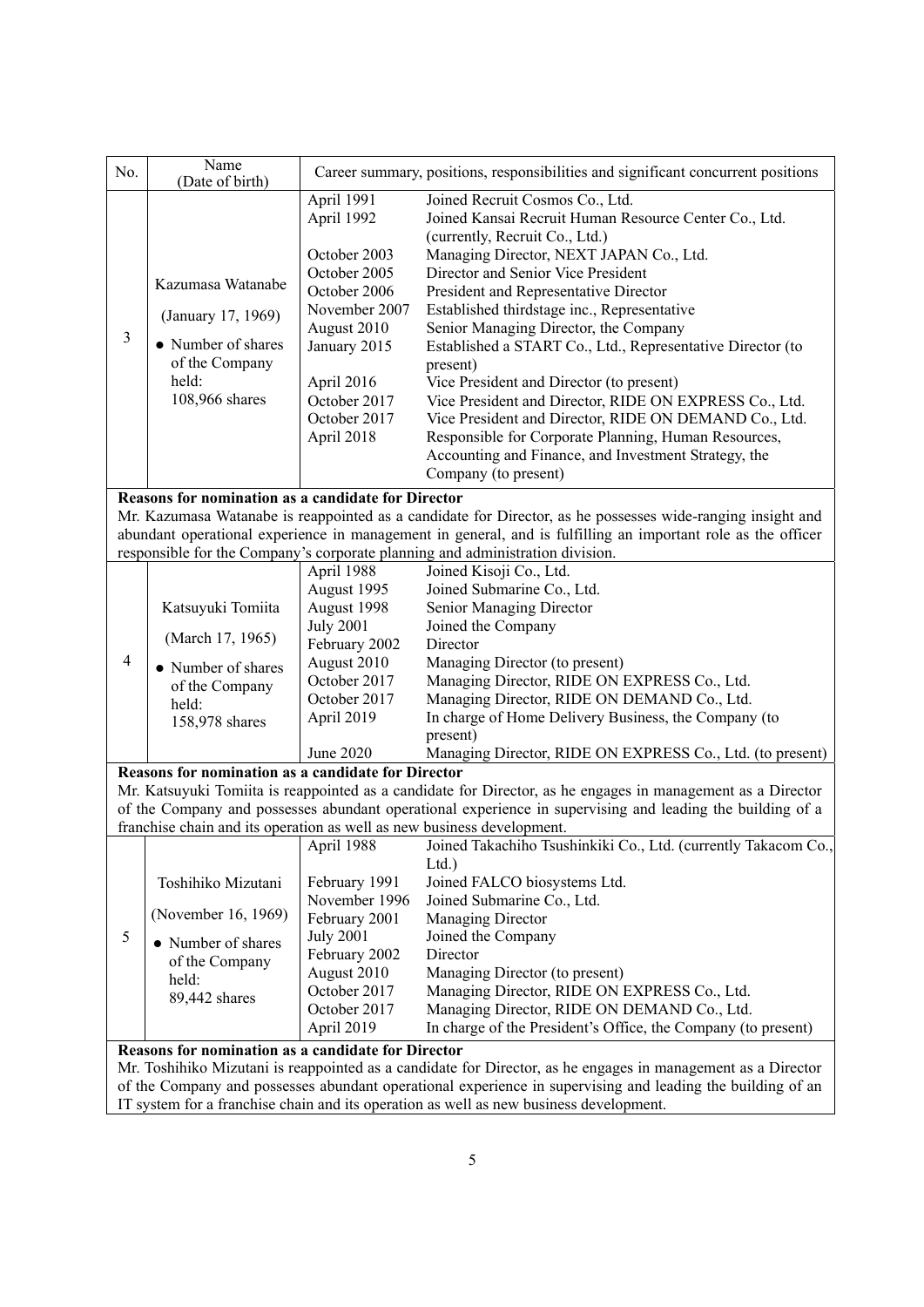| No. | Name (Date of birth) | Career summary, positions, responsibilities and significant concurrent positions | |
|---|---|---|---|
| 3 | Kazumasa Watanabe<br>(January 17, 1969)<br>● Number of shares of the Company held:<br>108,966 shares | April 1991 | Joined Recruit Cosmos Co., Ltd. |
| | | April 1992 | Joined Kansai Recruit Human Resource Center Co., Ltd. (currently, Recruit Co., Ltd.) |
| | | October 2003 | Managing Director, NEXT JAPAN Co., Ltd. |
| | | October 2005 | Director and Senior Vice President |
| | | October 2006 | President and Representative Director |
| | | November 2007 | Established thirdstage inc., Representative |
| | | August 2010 | Senior Managing Director, the Company |
| | | January 2015 | Established a START Co., Ltd., Representative Director (to present) |
| | | April 2016 | Vice President and Director (to present) |
| | | October 2017 | Vice President and Director, RIDE ON EXPRESS Co., Ltd. |
| | | October 2017 | Vice President and Director, RIDE ON DEMAND Co., Ltd. |
| | | April 2018 | Responsible for Corporate Planning, Human Resources, Accounting and Finance, and Investment Strategy, the Company (to present) |

**Reasons for nomination as a candidate for Director**

Mr. Kazumasa Watanabe is reappointed as a candidate for Director, as he possesses wide-ranging insight and abundant operational experience in management in general, and is fulfilling an important role as the officer responsible for the Company's corporate planning and administration division.

| No. | Name (Date of birth) | Career summary, positions, responsibilities and significant concurrent positions | |
|---|---|---|---|
| 4 | Katsuyuki Tomiita<br>(March 17, 1965)<br>● Number of shares of the Company held:<br>158,978 shares | April 1988 | Joined Kisoji Co., Ltd. |
| | | August 1995 | Joined Submarine Co., Ltd. |
| | | August 1998 | Senior Managing Director |
| | | July 2001 | Joined the Company |
| | | February 2002 | Director |
| | | August 2010 | Managing Director (to present) |
| | | October 2017 | Managing Director, RIDE ON EXPRESS Co., Ltd. |
| | | October 2017 | Managing Director, RIDE ON DEMAND Co., Ltd. |
| | | April 2019 | In charge of Home Delivery Business, the Company (to present) |
| | | June 2020 | Managing Director, RIDE ON EXPRESS Co., Ltd. (to present) |

**Reasons for nomination as a candidate for Director**

Mr. Katsuyuki Tomiita is reappointed as a candidate for Director, as he engages in management as a Director of the Company and possesses abundant operational experience in supervising and leading the building of a franchise chain and its operation as well as new business development.

| No. | Name (Date of birth) | Career summary, positions, responsibilities and significant concurrent positions | |
|---|---|---|---|
| 5 | Toshihiko Mizutani<br>(November 16, 1969)<br>● Number of shares of the Company held:<br>89,442 shares | April 1988 | Joined Takachiho Tsushinkiki Co., Ltd. (currently Takacom Co., Ltd.) |
| | | February 1991 | Joined FALCO biosystems Ltd. |
| | | November 1996 | Joined Submarine Co., Ltd. |
| | | February 2001 | Managing Director |
| | | July 2001 | Joined the Company |
| | | February 2002 | Director |
| | | August 2010 | Managing Director (to present) |
| | | October 2017 | Managing Director, RIDE ON EXPRESS Co., Ltd. |
| | | October 2017 | Managing Director, RIDE ON DEMAND Co., Ltd. |
| | | April 2019 | In charge of the President's Office, the Company (to present) |

**Reasons for nomination as a candidate for Director**

Mr. Toshihiko Mizutani is reappointed as a candidate for Director, as he engages in management as a Director of the Company and possesses abundant operational experience in supervising and leading the building of an IT system for a franchise chain and its operation as well as new business development.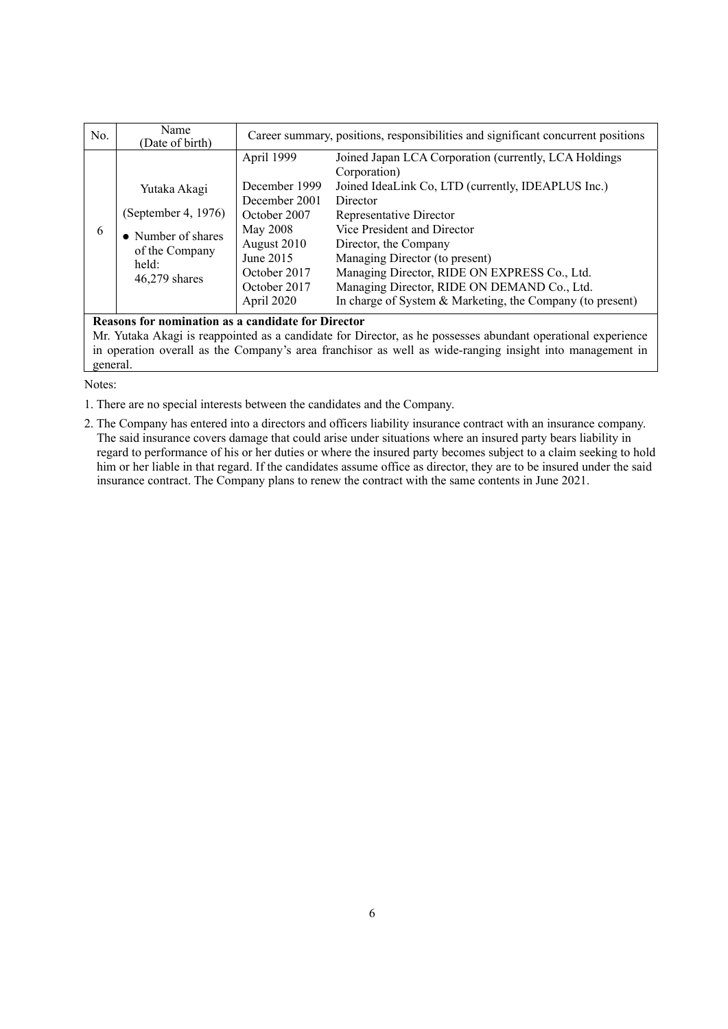| No. | Name (Date of birth) | Career summary, positions, responsibilities and significant concurrent positions | |
|---|---|---|---|
| 6 | Yutaka Akagi<br><br>(September 4, 1976)<br><br>● Number of shares of the Company held:<br>46,279 shares | April 1999 | Joined Japan LCA Corporation (currently, LCA Holdings Corporation) |
| | | December 1999 | Joined IdeaLink Co, LTD (currently, IDEAPLUS Inc.) |
| | | December 2001 | Director |
| | | October 2007 | Representative Director |
| | | May 2008 | Vice President and Director |
| | | August 2010 | Director, the Company |
| | | June 2015 | Managing Director (to present) |
| | | October 2017 | Managing Director, RIDE ON EXPRESS Co., Ltd. |
| | | October 2017 | Managing Director, RIDE ON DEMAND Co., Ltd. |
| | | April 2020 | In charge of System & Marketing, the Company (to present) |

**Reasons for nomination as a candidate for Director**

Mr. Yutaka Akagi is reappointed as a candidate for Director, as he possesses abundant operational experience in operation overall as the Company's area franchisor as well as wide-ranging insight into management in general.

Notes:

1. There are no special interests between the candidates and the Company.
2. The Company has entered into a directors and officers liability insurance contract with an insurance company. The said insurance covers damage that could arise under situations where an insured party bears liability in regard to performance of his or her duties or where the insured party becomes subject to a claim seeking to hold him or her liable in that regard. If the candidates assume office as director, they are to be insured under the said insurance contract. The Company plans to renew the contract with the same contents in June 2021.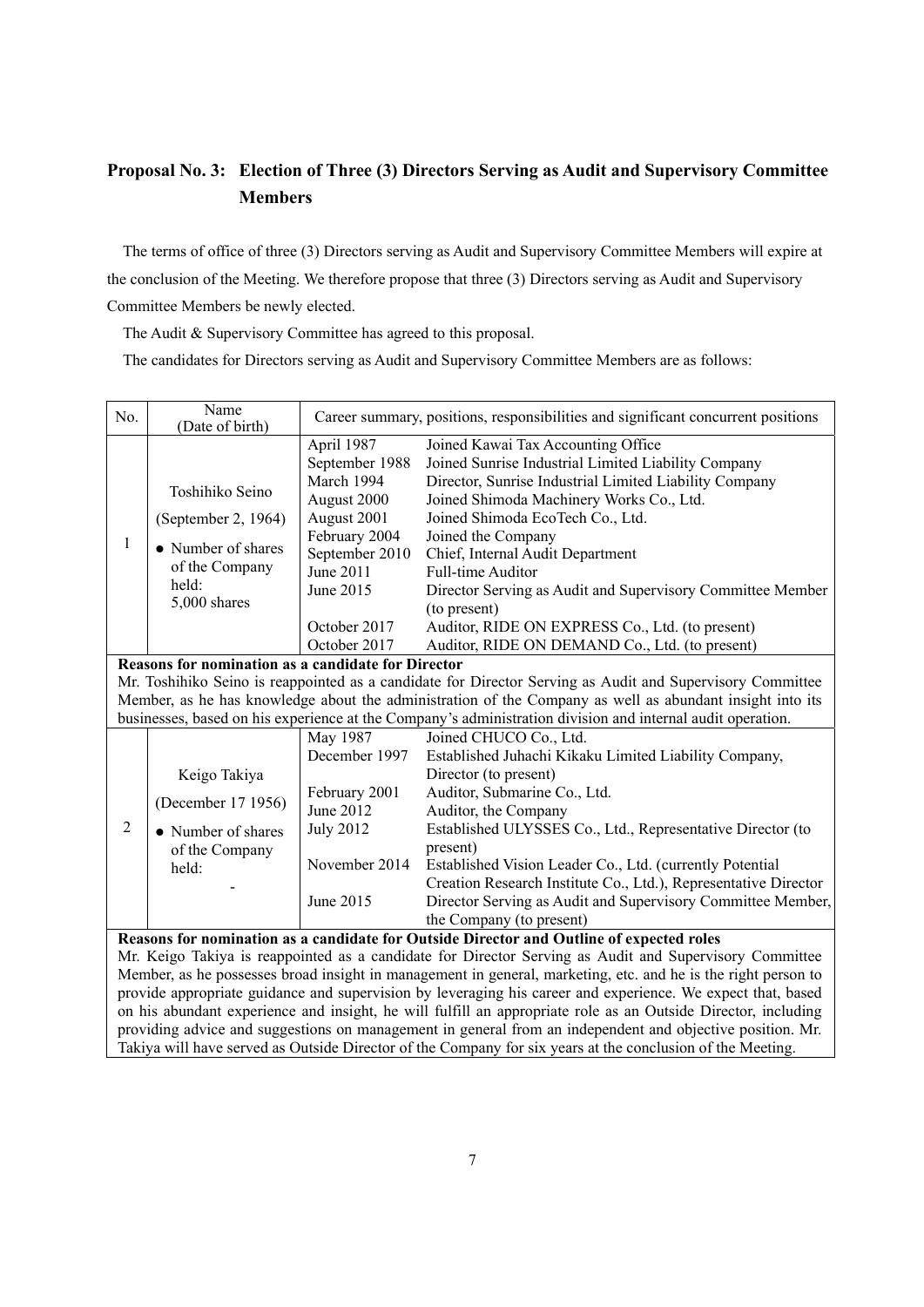## Proposal No. 3: Election of Three (3) Directors Serving as Audit and Supervisory Committee Members

The terms of office of three (3) Directors serving as Audit and Supervisory Committee Members will expire at the conclusion of the Meeting. We therefore propose that three (3) Directors serving as Audit and Supervisory Committee Members be newly elected.

The Audit & Supervisory Committee has agreed to this proposal.

The candidates for Directors serving as Audit and Supervisory Committee Members are as follows:

| No. | Name (Date of birth) | Career summary, positions, responsibilities and significant concurrent positions | |
|---|---|---|---|
| 1 | Toshihiko Seino<br>(September 2, 1964)<br>• Number of shares of the Company held: 5,000 shares | April 1987 | Joined Kawai Tax Accounting Office |
| | | September 1988 | Joined Sunrise Industrial Limited Liability Company |
| | | March 1994 | Director, Sunrise Industrial Limited Liability Company |
| | | August 2000 | Joined Shimoda Machinery Works Co., Ltd. |
| | | August 2001 | Joined Shimoda EcoTech Co., Ltd. |
| | | February 2004 | Joined the Company |
| | | September 2010 | Chief, Internal Audit Department |
| | | June 2011 | Full-time Auditor |
| | | June 2015 | Director Serving as Audit and Supervisory Committee Member (to present) |
| | | October 2017 | Auditor, RIDE ON EXPRESS Co., Ltd. (to present) |
| | | October 2017 | Auditor, RIDE ON DEMAND Co., Ltd. (to present) |
| **Reasons for nomination as a candidate for Director**<br>Mr. Toshihiko Seino is reappointed as a candidate for Director Serving as Audit and Supervisory Committee Member, as he has knowledge about the administration of the Company as well as abundant insight into its businesses, based on his experience at the Company's administration division and internal audit operation. | | | |
| 2 | Keigo Takiya<br>(December 17 1956)<br>• Number of shares of the Company held: - | May 1987 | Joined CHUCO Co., Ltd. |
| | | December 1997 | Established Juhachi Kikaku Limited Liability Company, Director (to present) |
| | | February 2001 | Auditor, Submarine Co., Ltd. |
| | | June 2012 | Auditor, the Company |
| | | July 2012 | Established ULYSSES Co., Ltd., Representative Director (to present) |
| | | November 2014 | Established Vision Leader Co., Ltd. (currently Potential Creation Research Institute Co., Ltd.), Representative Director |
| | | June 2015 | Director Serving as Audit and Supervisory Committee Member, the Company (to present) |
| **Reasons for nomination as a candidate for Outside Director and Outline of expected roles**<br>Mr. Keigo Takiya is reappointed as a candidate for Director Serving as Audit and Supervisory Committee Member, as he possesses broad insight in management in general, marketing, etc. and he is the right person to provide appropriate guidance and supervision by leveraging his career and experience. We expect that, based on his abundant experience and insight, he will fulfill an appropriate role as an Outside Director, including providing advice and suggestions on management in general from an independent and objective position. Mr. Takiya will have served as Outside Director of the Company for six years at the conclusion of the Meeting. | | | |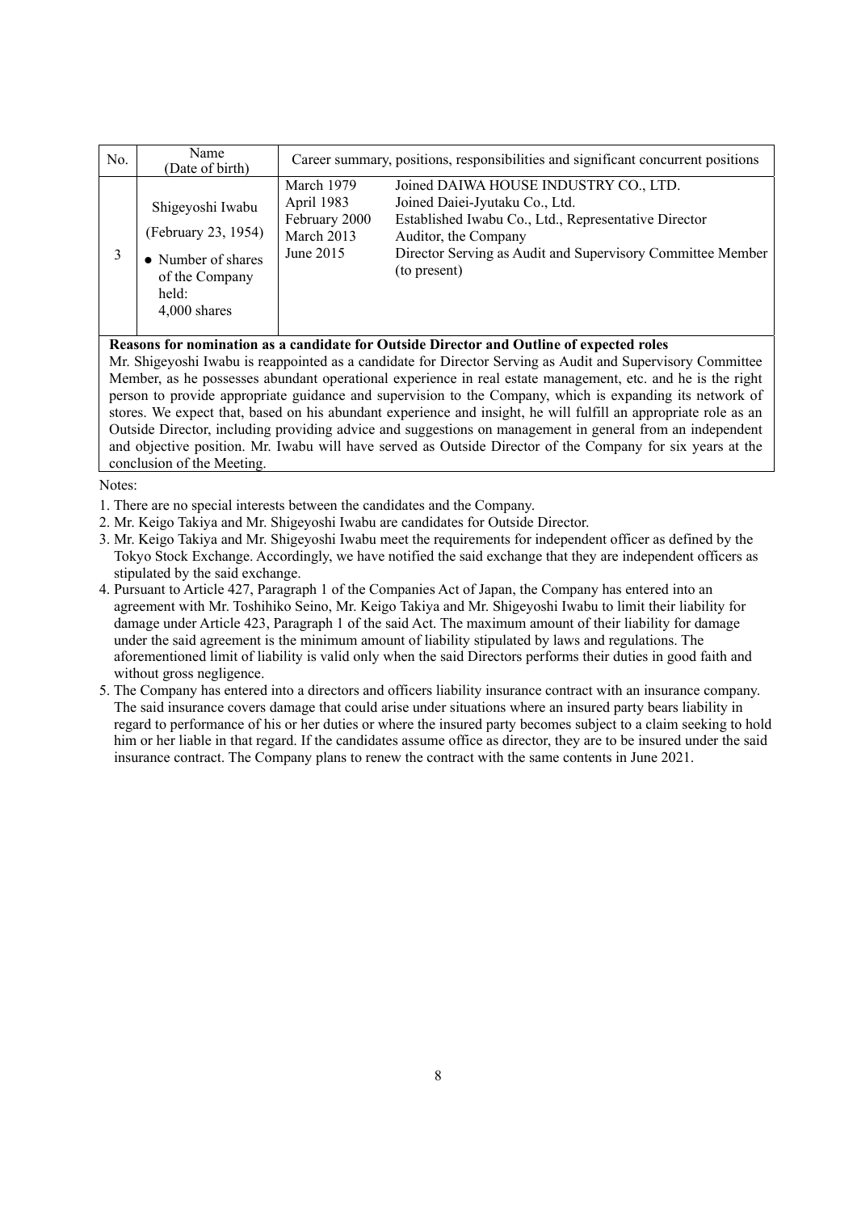| No. | Name (Date of birth) | Career summary, positions, responsibilities and significant concurrent positions | |
|---|---|---|---|
| 3 | Shigeyoshi Iwabu<br>(February 23, 1954)<br>● Number of shares of the Company held: 4,000 shares | March 1979<br>April 1983<br>February 2000<br>March 2013<br>June 2015 | Joined DAIWA HOUSE INDUSTRY CO., LTD.<br>Joined Daiei-Jyutaku Co., Ltd.<br>Established Iwabu Co., Ltd., Representative Director<br>Auditor, the Company<br>Director Serving as Audit and Supervisory Committee Member (to present) |

**Reasons for nomination as a candidate for Outside Director and Outline of expected roles**

Mr. Shigeyoshi Iwabu is reappointed as a candidate for Director Serving as Audit and Supervisory Committee Member, as he possesses abundant operational experience in real estate management, etc. and he is the right person to provide appropriate guidance and supervision to the Company, which is expanding its network of stores. We expect that, based on his abundant experience and insight, he will fulfill an appropriate role as an Outside Director, including providing advice and suggestions on management in general from an independent and objective position. Mr. Iwabu will have served as Outside Director of the Company for six years at the conclusion of the Meeting.

Notes:

1. There are no special interests between the candidates and the Company.
2. Mr. Keigo Takiya and Mr. Shigeyoshi Iwabu are candidates for Outside Director.
3. Mr. Keigo Takiya and Mr. Shigeyoshi Iwabu meet the requirements for independent officer as defined by the Tokyo Stock Exchange. Accordingly, we have notified the said exchange that they are independent officers as stipulated by the said exchange.
4. Pursuant to Article 427, Paragraph 1 of the Companies Act of Japan, the Company has entered into an agreement with Mr. Toshihiko Seino, Mr. Keigo Takiya and Mr. Shigeyoshi Iwabu to limit their liability for damage under Article 423, Paragraph 1 of the said Act. The maximum amount of their liability for damage under the said agreement is the minimum amount of liability stipulated by laws and regulations. The aforementioned limit of liability is valid only when the said Directors performs their duties in good faith and without gross negligence.
5. The Company has entered into a directors and officers liability insurance contract with an insurance company. The said insurance covers damage that could arise under situations where an insured party bears liability in regard to performance of his or her duties or where the insured party becomes subject to a claim seeking to hold him or her liable in that regard. If the candidates assume office as director, they are to be insured under the said insurance contract. The Company plans to renew the contract with the same contents in June 2021.